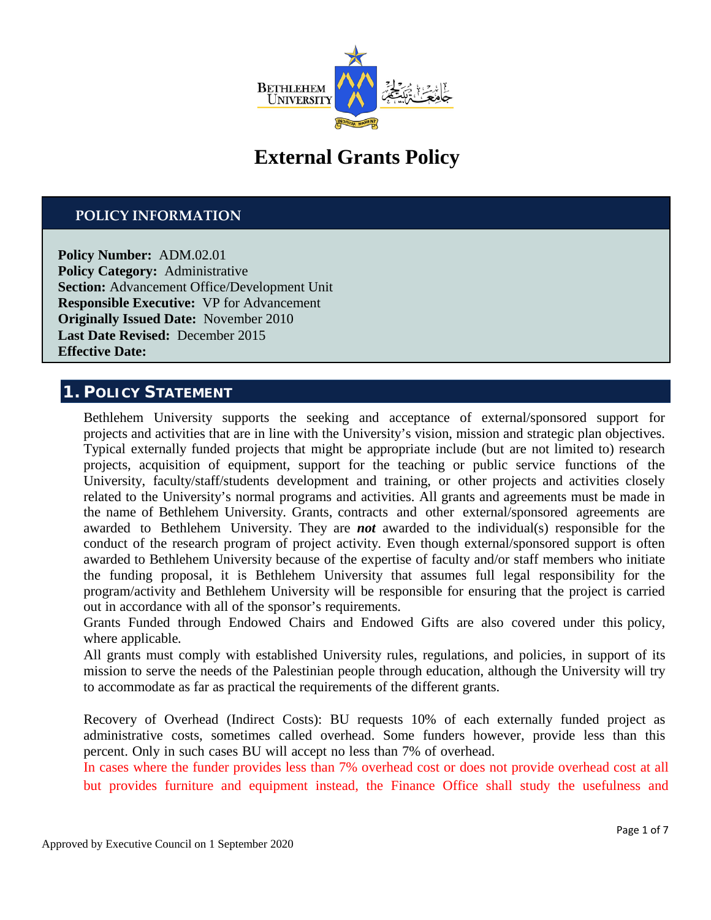# External Grants Policy

## POLICY INFORMATION

**Policy Number:** ADM.02.01
**Policy Category:** Administrative
**Section:** Advancement Office/Development Unit
**Responsible Executive:** VP for Advancement
**Originally Issued Date:** November 2010
**Last Date Revised:** December 2015
**Effective Date:**

## 1. Policy Statement

Bethlehem University supports the seeking and acceptance of external/sponsored support for projects and activities that are in line with the University's vision, mission and strategic plan objectives. Typical externally funded projects that might be appropriate include (but are not limited to) research projects, acquisition of equipment, support for the teaching or public service functions of the University, faculty/staff/students development and training, or other projects and activities closely related to the University's normal programs and activities. All grants and agreements must be made in the name of Bethlehem University. Grants, contracts and other external/sponsored agreements are awarded to Bethlehem University. They are ***not*** awarded to the individual(s) responsible for the conduct of the research program of project activity. Even though external/sponsored support is often awarded to Bethlehem University because of the expertise of faculty and/or staff members who initiate the funding proposal, it is Bethlehem University that assumes full legal responsibility for the program/activity and Bethlehem University will be responsible for ensuring that the project is carried out in accordance with all of the sponsor's requirements.

Grants Funded through Endowed Chairs and Endowed Gifts are also covered under this policy, where applicable.

All grants must comply with established University rules, regulations, and policies, in support of its mission to serve the needs of the Palestinian people through education, although the University will try to accommodate as far as practical the requirements of the different grants.

Recovery of Overhead (Indirect Costs): BU requests 10% of each externally funded project as administrative costs, sometimes called overhead. Some funders however, provide less than this percent. Only in such cases BU will accept no less than 7% of overhead.

In cases where the funder provides less than 7% overhead cost or does not provide overhead cost at all but provides furniture and equipment instead, the Finance Office shall study the usefulness and

Approved by Executive Council on 1 September 2020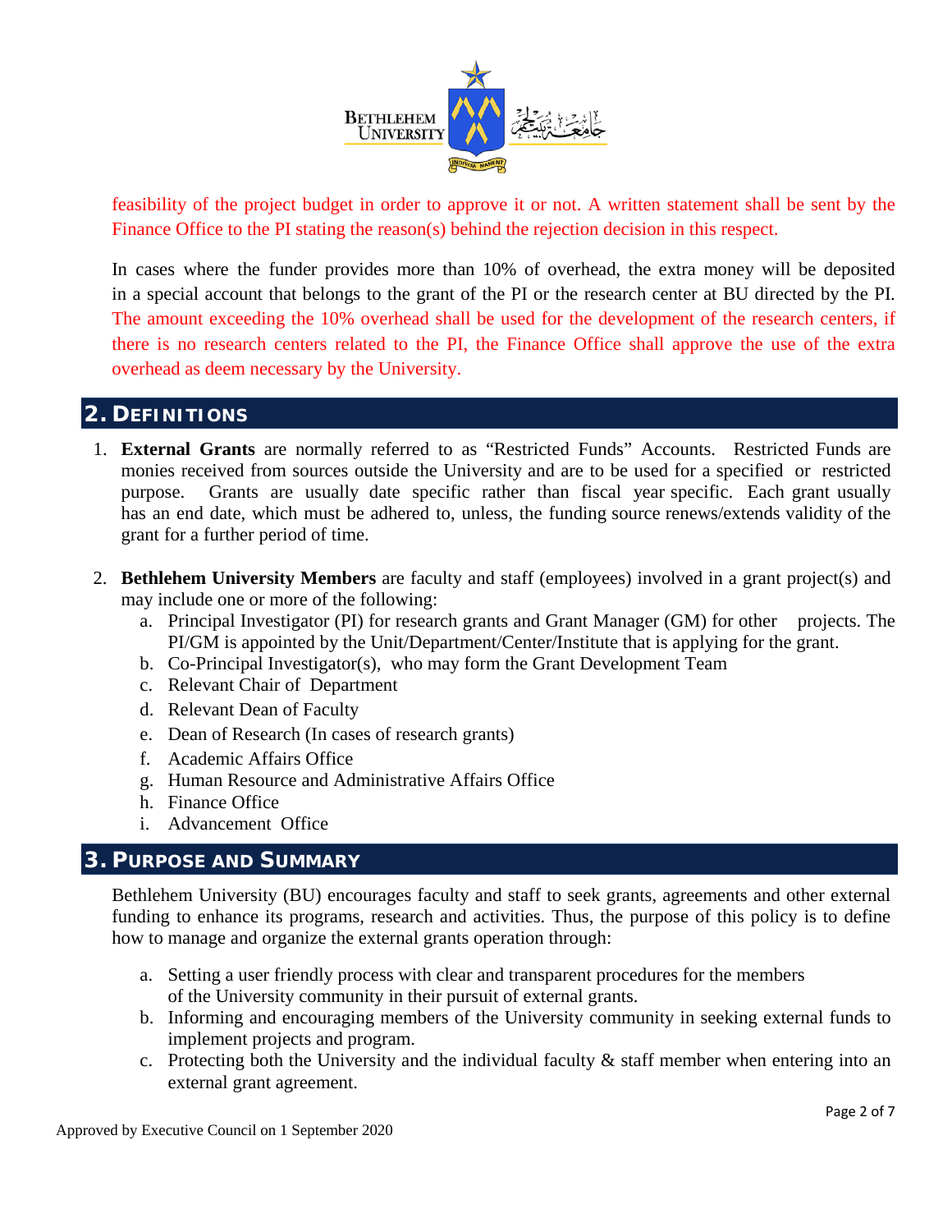feasibility of the project budget in order to approve it or not. A written statement shall be sent by the Finance Office to the PI stating the reason(s) behind the rejection decision in this respect.

In cases where the funder provides more than 10% of overhead, the extra money will be deposited in a special account that belongs to the grant of the PI or the research center at BU directed by the PI. The amount exceeding the 10% overhead shall be used for the development of the research centers, if there is no research centers related to the PI, the Finance Office shall approve the use of the extra overhead as deem necessary by the University.

## 2. Definitions

1. **External Grants** are normally referred to as "Restricted Funds" Accounts. Restricted Funds are monies received from sources outside the University and are to be used for a specified or restricted purpose. Grants are usually date specific rather than fiscal year specific. Each grant usually has an end date, which must be adhered to, unless, the funding source renews/extends validity of the grant for a further period of time.

2. **Bethlehem University Members** are faculty and staff (employees) involved in a grant project(s) and may include one or more of the following:
   a. Principal Investigator (PI) for research grants and Grant Manager (GM) for other projects. The PI/GM is appointed by the Unit/Department/Center/Institute that is applying for the grant.
   b. Co-Principal Investigator(s), who may form the Grant Development Team
   c. Relevant Chair of Department
   d. Relevant Dean of Faculty
   e. Dean of Research (In cases of research grants)
   f. Academic Affairs Office
   g. Human Resource and Administrative Affairs Office
   h. Finance Office
   i. Advancement Office

## 3. Purpose and Summary

Bethlehem University (BU) encourages faculty and staff to seek grants, agreements and other external funding to enhance its programs, research and activities. Thus, the purpose of this policy is to define how to manage and organize the external grants operation through:

a. Setting a user friendly process with clear and transparent procedures for the members of the University community in their pursuit of external grants.
b. Informing and encouraging members of the University community in seeking external funds to implement projects and program.
c. Protecting both the University and the individual faculty & staff member when entering into an external grant agreement.

Approved by Executive Council on 1 September 2020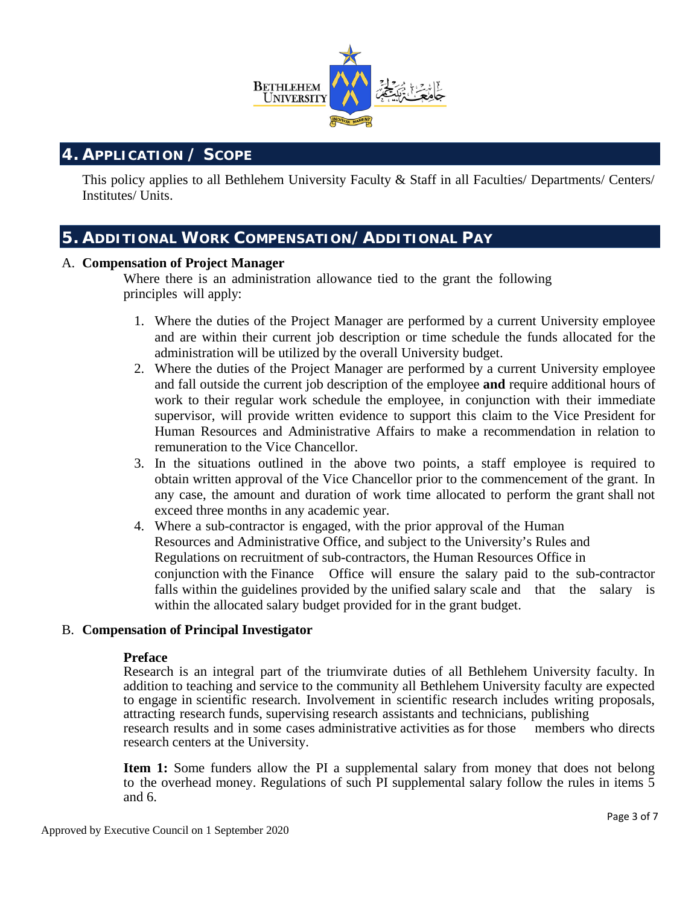## 4. APPLICATION / SCOPE

This policy applies to all Bethlehem University Faculty & Staff in all Faculties/ Departments/ Centers/ Institutes/ Units.

## 5. ADDITIONAL WORK COMPENSATION/ ADDITIONAL PAY

A. **Compensation of Project Manager**

Where there is an administration allowance tied to the grant the following principles will apply:

1. Where the duties of the Project Manager are performed by a current University employee and are within their current job description or time schedule the funds allocated for the administration will be utilized by the overall University budget.
2. Where the duties of the Project Manager are performed by a current University employee and fall outside the current job description of the employee **and** require additional hours of work to their regular work schedule the employee, in conjunction with their immediate supervisor, will provide written evidence to support this claim to the Vice President for Human Resources and Administrative Affairs to make a recommendation in relation to remuneration to the Vice Chancellor.
3. In the situations outlined in the above two points, a staff employee is required to obtain written approval of the Vice Chancellor prior to the commencement of the grant. In any case, the amount and duration of work time allocated to perform the grant shall not exceed three months in any academic year.
4. Where a sub-contractor is engaged, with the prior approval of the Human Resources and Administrative Office, and subject to the University's Rules and Regulations on recruitment of sub-contractors, the Human Resources Office in conjunction with the Finance Office will ensure the salary paid to the sub-contractor falls within the guidelines provided by the unified salary scale and that the salary is within the allocated salary budget provided for in the grant budget.

B. **Compensation of Principal Investigator**

**Preface**

Research is an integral part of the triumvirate duties of all Bethlehem University faculty. In addition to teaching and service to the community all Bethlehem University faculty are expected to engage in scientific research. Involvement in scientific research includes writing proposals, attracting research funds, supervising research assistants and technicians, publishing research results and in some cases administrative activities as for those members who directs research centers at the University.

**Item 1:** Some funders allow the PI a supplemental salary from money that does not belong to the overhead money. Regulations of such PI supplemental salary follow the rules in items 5 and 6.

Approved by Executive Council on 1 September 2020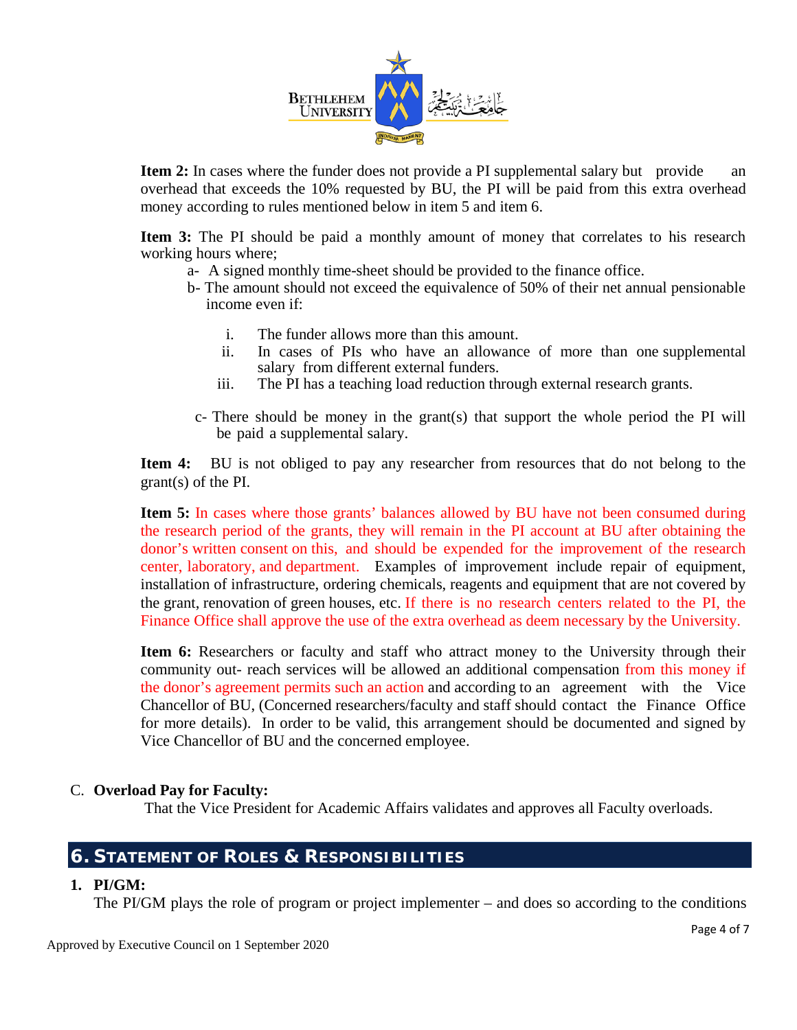**Item 2:** In cases where the funder does not provide a PI supplemental salary but provide an overhead that exceeds the 10% requested by BU, the PI will be paid from this extra overhead money according to rules mentioned below in item 5 and item 6.

**Item 3:** The PI should be paid a monthly amount of money that correlates to his research working hours where;

a- A signed monthly time-sheet should be provided to the finance office.

b- The amount should not exceed the equivalence of 50% of their net annual pensionable income even if:

i. The funder allows more than this amount.
ii. In cases of PIs who have an allowance of more than one supplemental salary from different external funders.
iii. The PI has a teaching load reduction through external research grants.

c- There should be money in the grant(s) that support the whole period the PI will be paid a supplemental salary.

**Item 4:** BU is not obliged to pay any researcher from resources that do not belong to the grant(s) of the PI.

**Item 5:** In cases where those grants' balances allowed by BU have not been consumed during the research period of the grants, they will remain in the PI account at BU after obtaining the donor's written consent on this, and should be expended for the improvement of the research center, laboratory, and department. Examples of improvement include repair of equipment, installation of infrastructure, ordering chemicals, reagents and equipment that are not covered by the grant, renovation of green houses, etc. If there is no research centers related to the PI, the Finance Office shall approve the use of the extra overhead as deem necessary by the University.

**Item 6:** Researchers or faculty and staff who attract money to the University through their community out- reach services will be allowed an additional compensation from this money if the donor's agreement permits such an action and according to an agreement with the Vice Chancellor of BU, (Concerned researchers/faculty and staff should contact the Finance Office for more details). In order to be valid, this arrangement should be documented and signed by Vice Chancellor of BU and the concerned employee.

C. **Overload Pay for Faculty:**

That the Vice President for Academic Affairs validates and approves all Faculty overloads.

## 6. Statement of Roles & Responsibilities

**1. PI/GM:**

The PI/GM plays the role of program or project implementer – and does so according to the conditions

Approved by Executive Council on 1 September 2020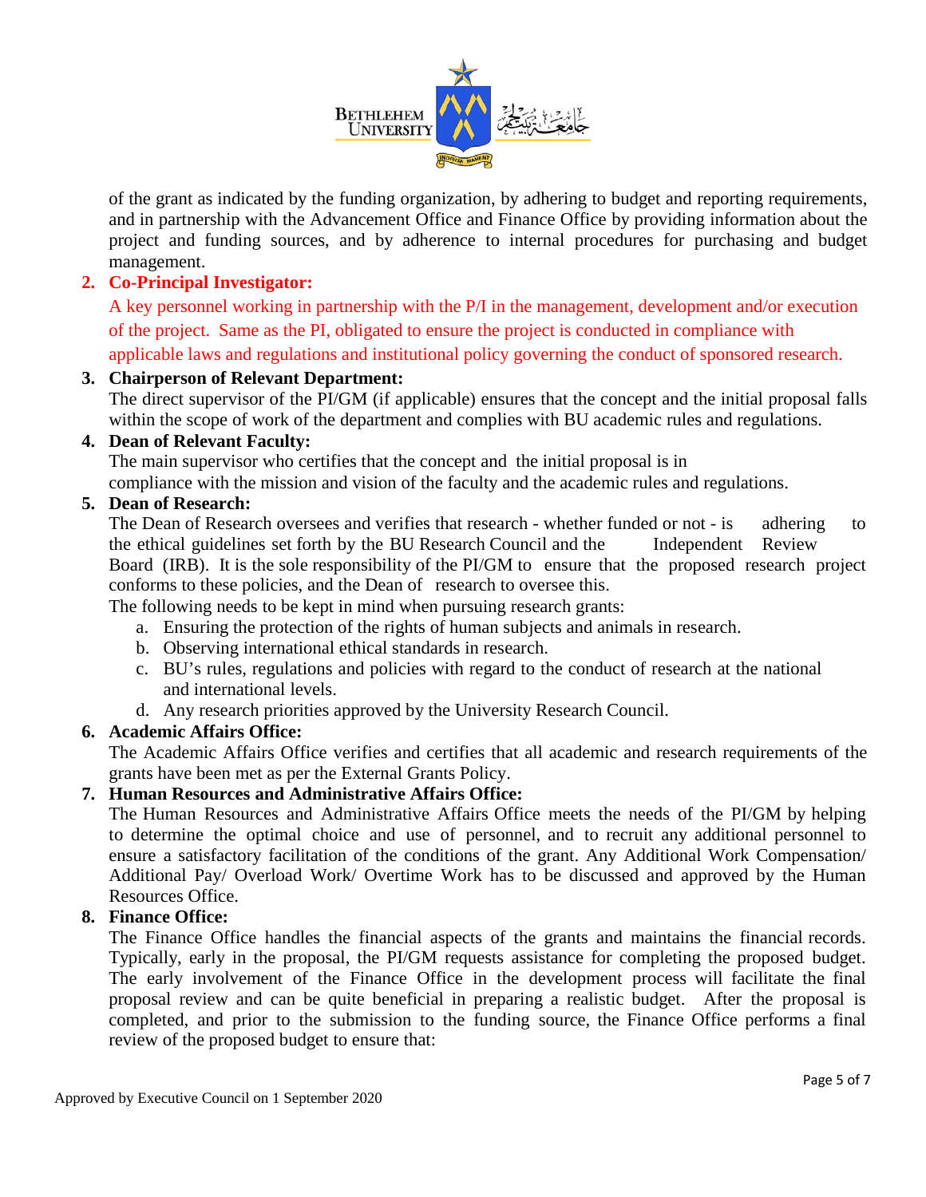of the grant as indicated by the funding organization, by adhering to budget and reporting requirements, and in partnership with the Advancement Office and Finance Office by providing information about the project and funding sources, and by adherence to internal procedures for purchasing and budget management.

2. **Co-Principal Investigator:**
   A key personnel working in partnership with the P/I in the management, development and/or execution of the project. Same as the PI, obligated to ensure the project is conducted in compliance with applicable laws and regulations and institutional policy governing the conduct of sponsored research.

3. **Chairperson of Relevant Department:**
   The direct supervisor of the PI/GM (if applicable) ensures that the concept and the initial proposal falls within the scope of work of the department and complies with BU academic rules and regulations.

4. **Dean of Relevant Faculty:**
   The main supervisor who certifies that the concept and the initial proposal is in compliance with the mission and vision of the faculty and the academic rules and regulations.

5. **Dean of Research:**
   The Dean of Research oversees and verifies that research - whether funded or not - is adhering to the ethical guidelines set forth by the BU Research Council and the Independent Review Board (IRB). It is the sole responsibility of the PI/GM to ensure that the proposed research project conforms to these policies, and the Dean of research to oversee this.
   The following needs to be kept in mind when pursuing research grants:
   a. Ensuring the protection of the rights of human subjects and animals in research.
   b. Observing international ethical standards in research.
   c. BU's rules, regulations and policies with regard to the conduct of research at the national and international levels.
   d. Any research priorities approved by the University Research Council.

6. **Academic Affairs Office:**
   The Academic Affairs Office verifies and certifies that all academic and research requirements of the grants have been met as per the External Grants Policy.

7. **Human Resources and Administrative Affairs Office:**
   The Human Resources and Administrative Affairs Office meets the needs of the PI/GM by helping to determine the optimal choice and use of personnel, and to recruit any additional personnel to ensure a satisfactory facilitation of the conditions of the grant. Any Additional Work Compensation/ Additional Pay/ Overload Work/ Overtime Work has to be discussed and approved by the Human Resources Office.

8. **Finance Office:**
   The Finance Office handles the financial aspects of the grants and maintains the financial records. Typically, early in the proposal, the PI/GM requests assistance for completing the proposed budget. The early involvement of the Finance Office in the development process will facilitate the final proposal review and can be quite beneficial in preparing a realistic budget. After the proposal is completed, and prior to the submission to the funding source, the Finance Office performs a final review of the proposed budget to ensure that:

Approved by Executive Council on 1 September 2020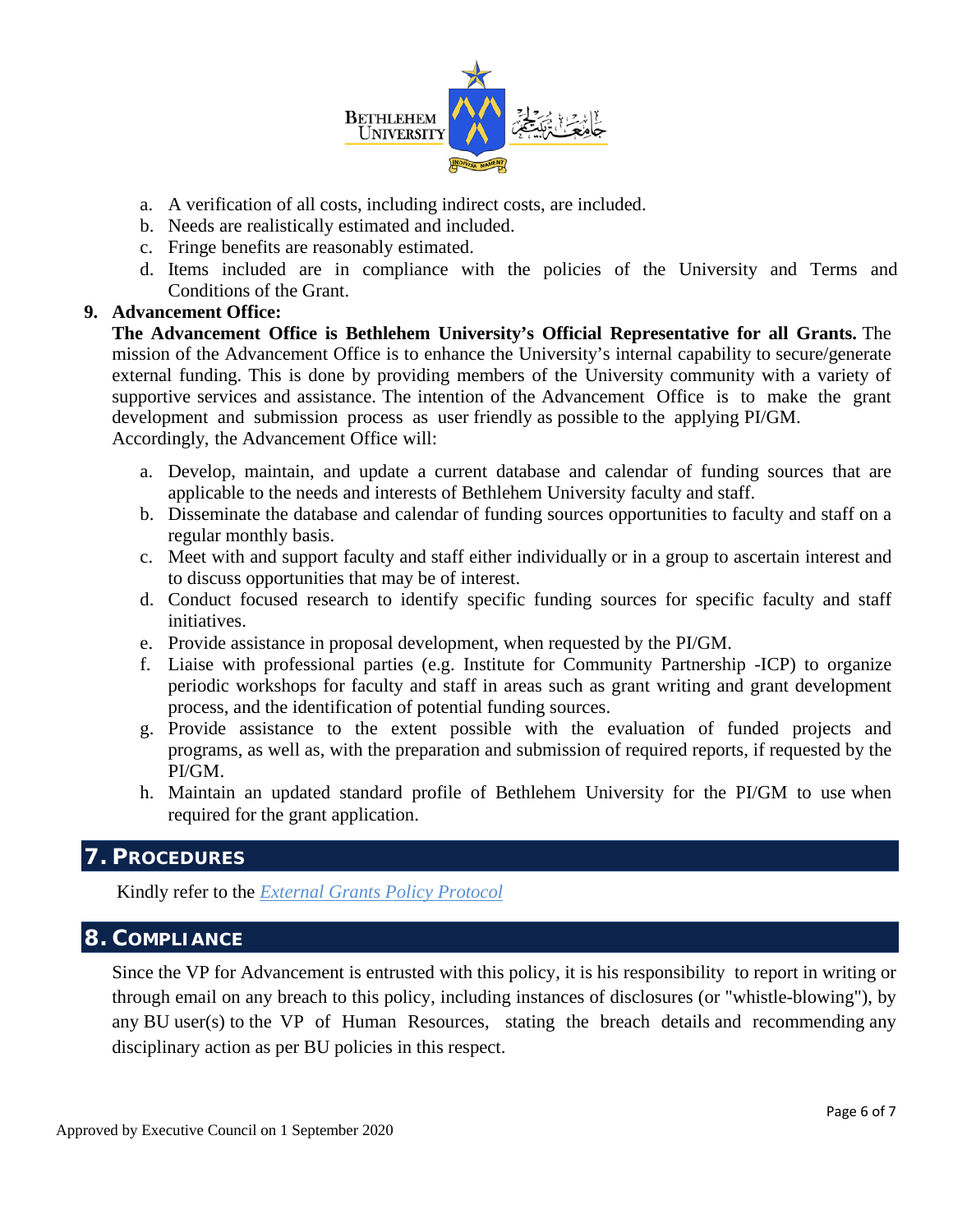a. A verification of all costs, including indirect costs, are included.
b. Needs are realistically estimated and included.
c. Fringe benefits are reasonably estimated.
d. Items included are in compliance with the policies of the University and Terms and Conditions of the Grant.

**9. Advancement Office:**

**The Advancement Office is Bethlehem University's Official Representative for all Grants.** The mission of the Advancement Office is to enhance the University's internal capability to secure/generate external funding. This is done by providing members of the University community with a variety of supportive services and assistance. The intention of the Advancement Office is to make the grant development and submission process as user friendly as possible to the applying PI/GM.

Accordingly, the Advancement Office will:

a. Develop, maintain, and update a current database and calendar of funding sources that are applicable to the needs and interests of Bethlehem University faculty and staff.
b. Disseminate the database and calendar of funding sources opportunities to faculty and staff on a regular monthly basis.
c. Meet with and support faculty and staff either individually or in a group to ascertain interest and to discuss opportunities that may be of interest.
d. Conduct focused research to identify specific funding sources for specific faculty and staff initiatives.
e. Provide assistance in proposal development, when requested by the PI/GM.
f. Liaise with professional parties (e.g. Institute for Community Partnership -ICP) to organize periodic workshops for faculty and staff in areas such as grant writing and grant development process, and the identification of potential funding sources.
g. Provide assistance to the extent possible with the evaluation of funded projects and programs, as well as, with the preparation and submission of required reports, if requested by the PI/GM.
h. Maintain an updated standard profile of Bethlehem University for the PI/GM to use when required for the grant application.

## 7. Procedures

Kindly refer to the *External Grants Policy Protocol*

## 8. Compliance

Since the VP for Advancement is entrusted with this policy, it is his responsibility to report in writing or through email on any breach to this policy, including instances of disclosures (or "whistle-blowing"), by any BU user(s) to the VP of Human Resources, stating the breach details and recommending any disciplinary action as per BU policies in this respect.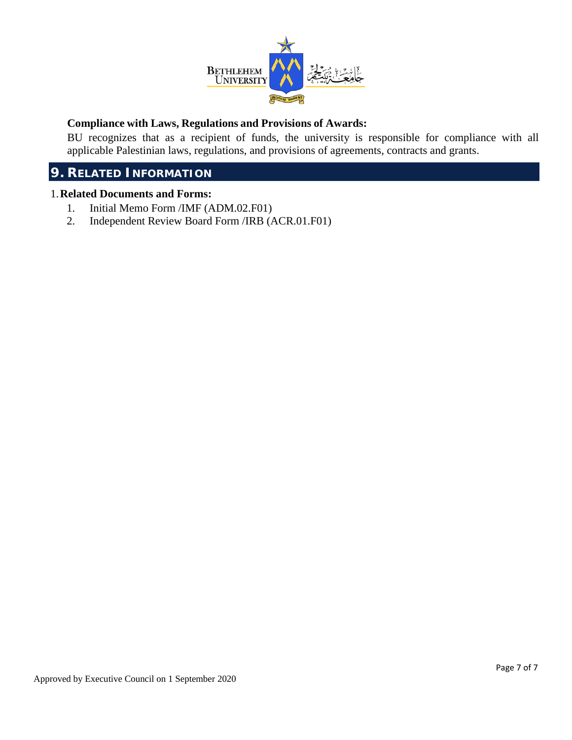**Compliance with Laws, Regulations and Provisions of Awards:**

BU recognizes that as a recipient of funds, the university is responsible for compliance with all applicable Palestinian laws, regulations, and provisions of agreements, contracts and grants.

## 9. RELATED INFORMATION

1. **Related Documents and Forms:**
    1. Initial Memo Form /IMF (ADM.02.F01)
    2. Independent Review Board Form /IRB (ACR.01.F01)

Approved by Executive Council on 1 September 2020